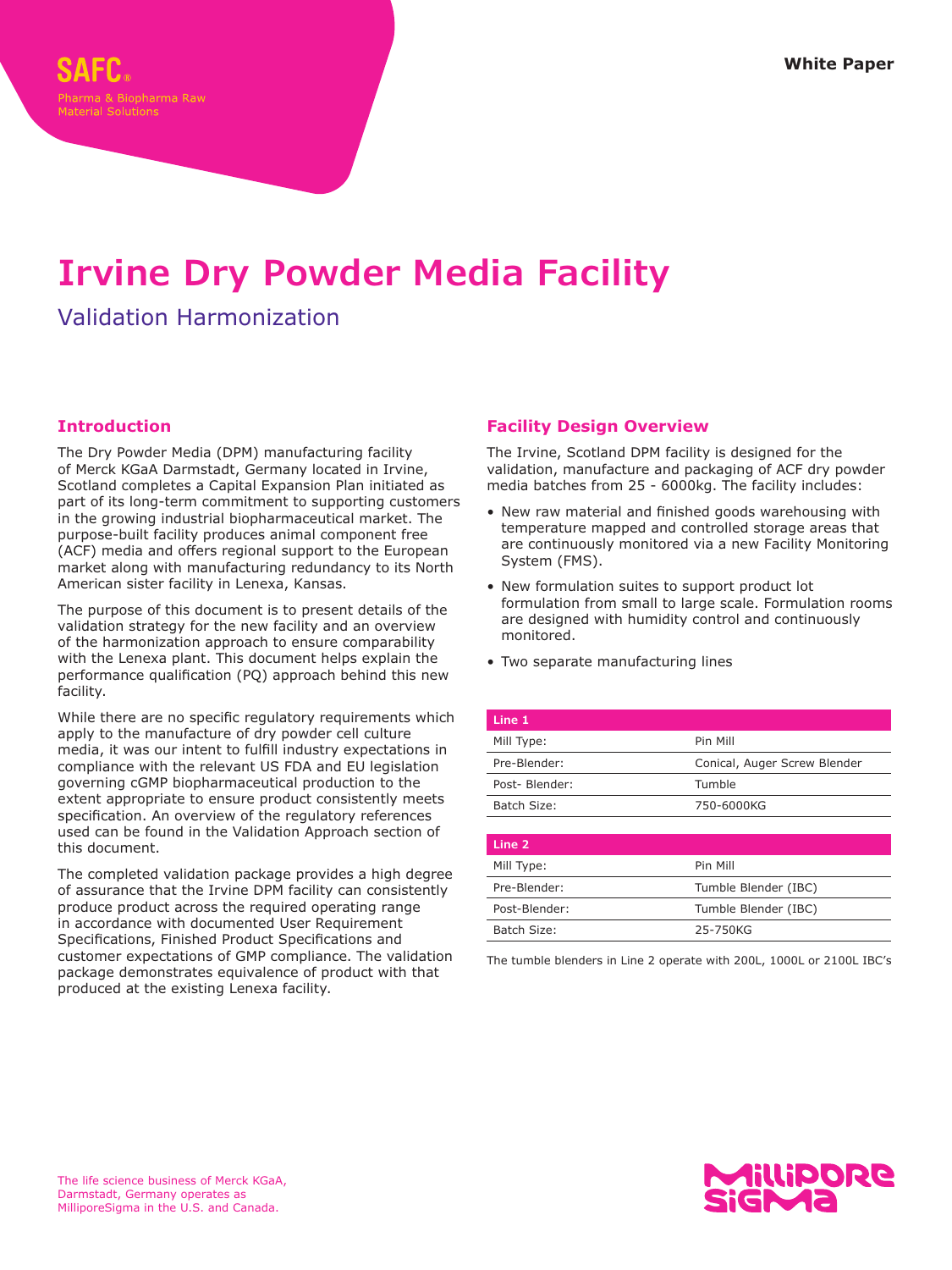SAFC®
Pharma & Biopharma Raw Material Solutions

White Paper

# Irvine Dry Powder Media Facility

## Validation Harmonization

### Introduction

The Dry Powder Media (DPM) manufacturing facility of Merck KGaA Darmstadt, Germany located in Irvine, Scotland completes a Capital Expansion Plan initiated as part of its long-term commitment to supporting customers in the growing industrial biopharmaceutical market. The purpose-built facility produces animal component free (ACF) media and offers regional support to the European market along with manufacturing redundancy to its North American sister facility in Lenexa, Kansas.

The purpose of this document is to present details of the validation strategy for the new facility and an overview of the harmonization approach to ensure comparability with the Lenexa plant. This document helps explain the performance qualification (PQ) approach behind this new facility.

While there are no specific regulatory requirements which apply to the manufacture of dry powder cell culture media, it was our intent to fulfill industry expectations in compliance with the relevant US FDA and EU legislation governing cGMP biopharmaceutical production to the extent appropriate to ensure product consistently meets specification. An overview of the regulatory references used can be found in the Validation Approach section of this document.

The completed validation package provides a high degree of assurance that the Irvine DPM facility can consistently produce product across the required operating range in accordance with documented User Requirement Specifications, Finished Product Specifications and customer expectations of GMP compliance. The validation package demonstrates equivalence of product with that produced at the existing Lenexa facility.

### Facility Design Overview

The Irvine, Scotland DPM facility is designed for the validation, manufacture and packaging of ACF dry powder media batches from 25 - 6000kg. The facility includes:

- New raw material and finished goods warehousing with temperature mapped and controlled storage areas that are continuously monitored via a new Facility Monitoring System (FMS).
- New formulation suites to support product lot formulation from small to large scale. Formulation rooms are designed with humidity control and continuously monitored.
- Two separate manufacturing lines

| Line 1 | |
|---|---|
| Mill Type: | Pin Mill |
| Pre-Blender: | Conical, Auger Screw Blender |
| Post- Blender: | Tumble |
| Batch Size: | 750-6000KG |

| Line 2 | |
|---|---|
| Mill Type: | Pin Mill |
| Pre-Blender: | Tumble Blender (IBC) |
| Post-Blender: | Tumble Blender (IBC) |
| Batch Size: | 25-750KG |

The tumble blenders in Line 2 operate with 200L, 1000L or 2100L IBC's

The life science business of Merck KGaA, Darmstadt, Germany operates as MilliporeSigma in the U.S. and Canada.

MilliporeSigma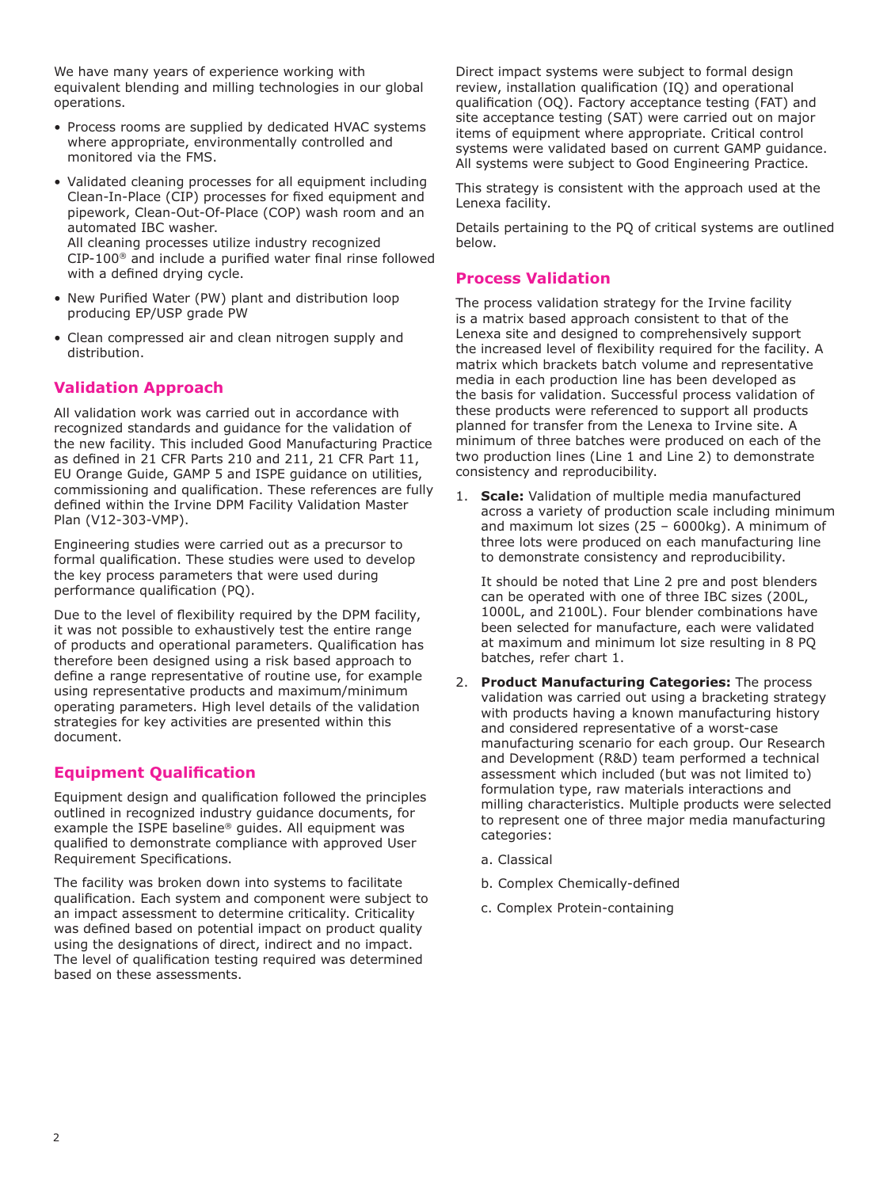We have many years of experience working with equivalent blending and milling technologies in our global operations.

- Process rooms are supplied by dedicated HVAC systems where appropriate, environmentally controlled and monitored via the FMS.
- Validated cleaning processes for all equipment including Clean-In-Place (CIP) processes for fixed equipment and pipework, Clean-Out-Of-Place (COP) wash room and an automated IBC washer.
  All cleaning processes utilize industry recognized CIP-100® and include a purified water final rinse followed with a defined drying cycle.
- New Purified Water (PW) plant and distribution loop producing EP/USP grade PW
- Clean compressed air and clean nitrogen supply and distribution.

## Validation Approach

All validation work was carried out in accordance with recognized standards and guidance for the validation of the new facility. This included Good Manufacturing Practice as defined in 21 CFR Parts 210 and 211, 21 CFR Part 11, EU Orange Guide, GAMP 5 and ISPE guidance on utilities, commissioning and qualification. These references are fully defined within the Irvine DPM Facility Validation Master Plan (V12-303-VMP).

Engineering studies were carried out as a precursor to formal qualification. These studies were used to develop the key process parameters that were used during performance qualification (PQ).

Due to the level of flexibility required by the DPM facility, it was not possible to exhaustively test the entire range of products and operational parameters. Qualification has therefore been designed using a risk based approach to define a range representative of routine use, for example using representative products and maximum/minimum operating parameters. High level details of the validation strategies for key activities are presented within this document.

## Equipment Qualification

Equipment design and qualification followed the principles outlined in recognized industry guidance documents, for example the ISPE baseline® guides. All equipment was qualified to demonstrate compliance with approved User Requirement Specifications.

The facility was broken down into systems to facilitate qualification. Each system and component were subject to an impact assessment to determine criticality. Criticality was defined based on potential impact on product quality using the designations of direct, indirect and no impact. The level of qualification testing required was determined based on these assessments.

Direct impact systems were subject to formal design review, installation qualification (IQ) and operational qualification (OQ). Factory acceptance testing (FAT) and site acceptance testing (SAT) were carried out on major items of equipment where appropriate. Critical control systems were validated based on current GAMP guidance. All systems were subject to Good Engineering Practice.

This strategy is consistent with the approach used at the Lenexa facility.

Details pertaining to the PQ of critical systems are outlined below.

## Process Validation

The process validation strategy for the Irvine facility is a matrix based approach consistent to that of the Lenexa site and designed to comprehensively support the increased level of flexibility required for the facility. A matrix which brackets batch volume and representative media in each production line has been developed as the basis for validation. Successful process validation of these products were referenced to support all products planned for transfer from the Lenexa to Irvine site. A minimum of three batches were produced on each of the two production lines (Line 1 and Line 2) to demonstrate consistency and reproducibility.

1. **Scale:** Validation of multiple media manufactured across a variety of production scale including minimum and maximum lot sizes (25 – 6000kg). A minimum of three lots were produced on each manufacturing line to demonstrate consistency and reproducibility.

   It should be noted that Line 2 pre and post blenders can be operated with one of three IBC sizes (200L, 1000L, and 2100L). Four blender combinations have been selected for manufacture, each were validated at maximum and minimum lot size resulting in 8 PQ batches, refer chart 1.

2. **Product Manufacturing Categories:** The process validation was carried out using a bracketing strategy with products having a known manufacturing history and considered representative of a worst-case manufacturing scenario for each group. Our Research and Development (R&D) team performed a technical assessment which included (but was not limited to) formulation type, raw materials interactions and milling characteristics. Multiple products were selected to represent one of three major media manufacturing categories:

   a. Classical

   b. Complex Chemically-defined

   c. Complex Protein-containing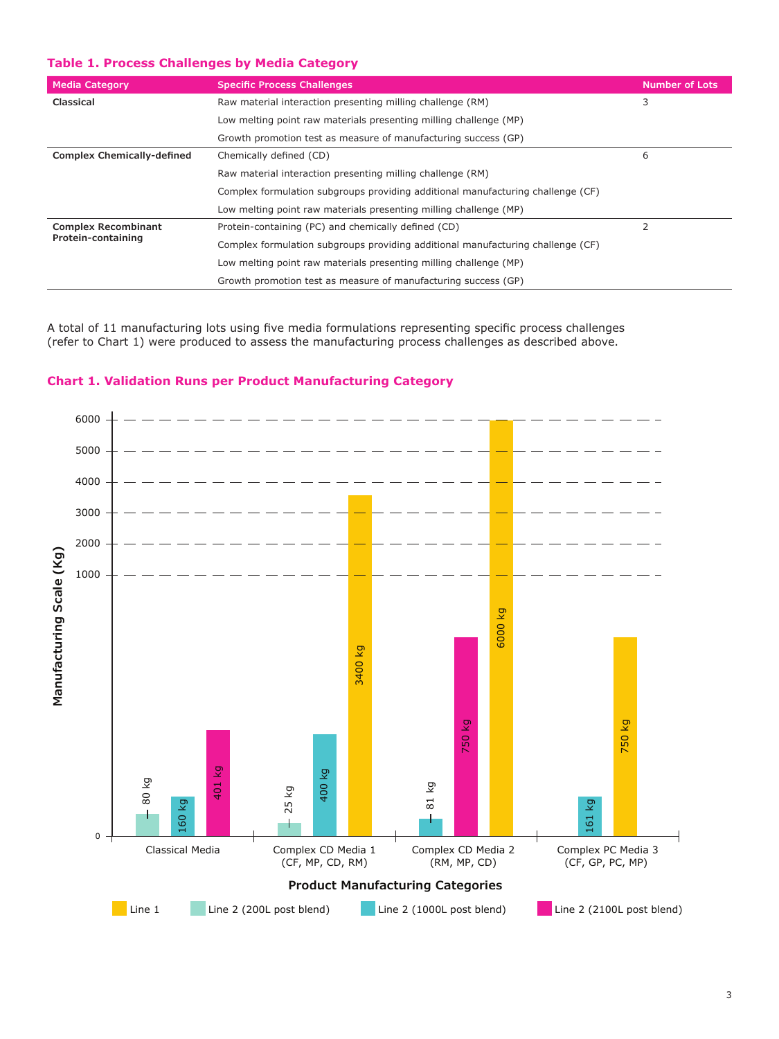### Table 1. Process Challenges by Media Category

| Media Category | Specific Process Challenges | Number of Lots |
|---|---|---|
| **Classical** | Raw material interaction presenting milling challenge (RM) | 3 |
| | Low melting point raw materials presenting milling challenge (MP) | |
| | Growth promotion test as measure of manufacturing success (GP) | |
| **Complex Chemically-defined** | Chemically defined (CD) | 6 |
| | Raw material interaction presenting milling challenge (RM) | |
| | Complex formulation subgroups providing additional manufacturing challenge (CF) | |
| | Low melting point raw materials presenting milling challenge (MP) | |
| **Complex Recombinant Protein-containing** | Protein-containing (PC) and chemically defined (CD) | 2 |
| | Complex formulation subgroups providing additional manufacturing challenge (CF) | |
| | Low melting point raw materials presenting milling challenge (MP) | |
| | Growth promotion test as measure of manufacturing success (GP) | |

A total of 11 manufacturing lots using five media formulations representing specific process challenges (refer to Chart 1) were produced to assess the manufacturing process challenges as described above.

### Chart 1. Validation Runs per Product Manufacturing Category

| Product Manufacturing Categories | Line 1 | Line 2 (200L post blend) | Line 2 (1000L post blend) | Line 2 (2100L post blend) |
|---|---|---|---|---|
| Classical Media | | 80 kg | 160 kg | 401 kg |
| Complex CD Media 1 (CF, MP, CD, RM) | 3400 kg | 25 kg | 400 kg | |
| Complex CD Media 2 (RM, MP, CD) | 6000 kg | | 81 kg | 750 kg |
| Complex PC Media 3 (CF, GP, PC, MP) | 750 kg | | 161 kg | |

Manufacturing Scale (Kg)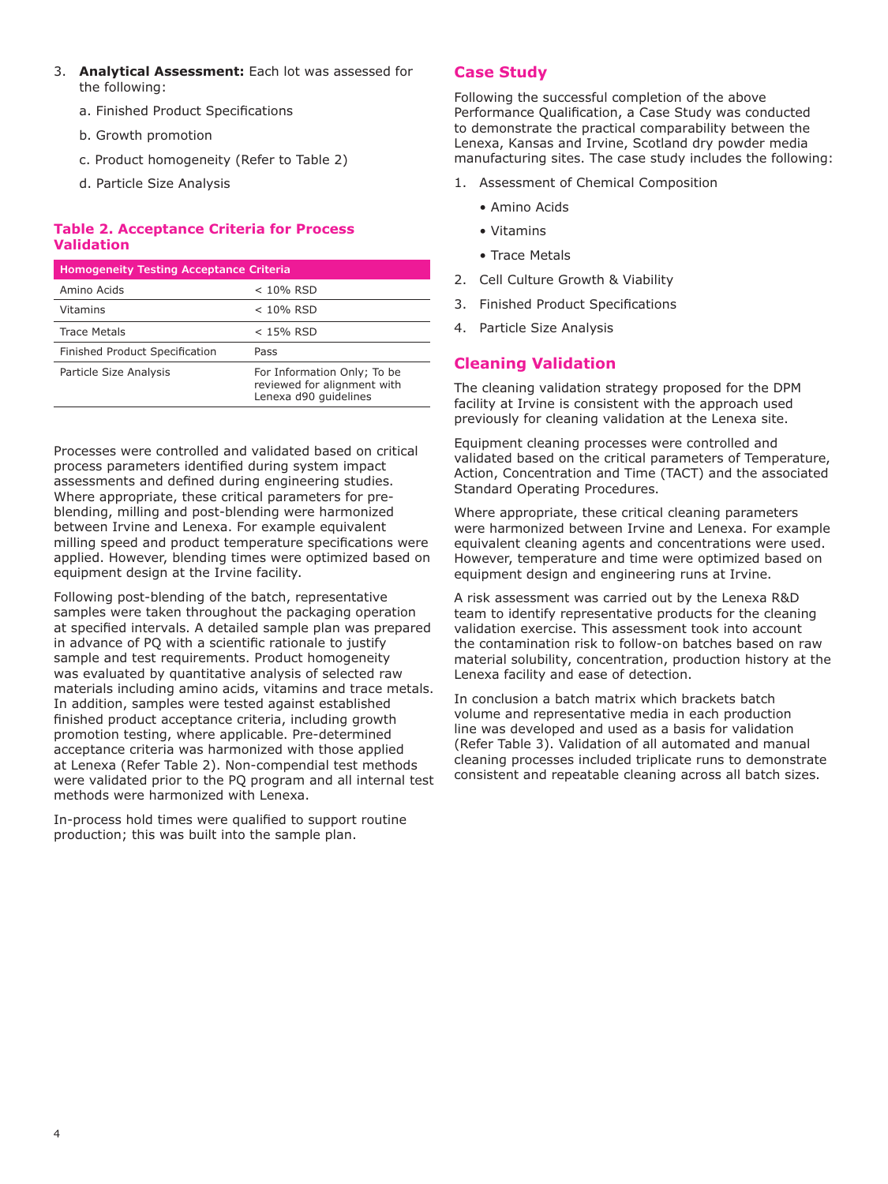3. **Analytical Assessment:** Each lot was assessed for the following:

    a. Finished Product Specifications

    b. Growth promotion

    c. Product homogeneity (Refer to Table 2)

    d. Particle Size Analysis

### Table 2. Acceptance Criteria for Process Validation

| Homogeneity Testing Acceptance Criteria | |
|---|---|
| Amino Acids | < 10% RSD |
| Vitamins | < 10% RSD |
| Trace Metals | < 15% RSD |
| Finished Product Specification | Pass |
| Particle Size Analysis | For Information Only; To be reviewed for alignment with Lenexa d90 guidelines |

Processes were controlled and validated based on critical process parameters identified during system impact assessments and defined during engineering studies. Where appropriate, these critical parameters for pre-blending, milling and post-blending were harmonized between Irvine and Lenexa. For example equivalent milling speed and product temperature specifications were applied. However, blending times were optimized based on equipment design at the Irvine facility.

Following post-blending of the batch, representative samples were taken throughout the packaging operation at specified intervals. A detailed sample plan was prepared in advance of PQ with a scientific rationale to justify sample and test requirements. Product homogeneity was evaluated by quantitative analysis of selected raw materials including amino acids, vitamins and trace metals. In addition, samples were tested against established finished product acceptance criteria, including growth promotion testing, where applicable. Pre-determined acceptance criteria was harmonized with those applied at Lenexa (Refer Table 2). Non-compendial test methods were validated prior to the PQ program and all internal test methods were harmonized with Lenexa.

In-process hold times were qualified to support routine production; this was built into the sample plan.

## Case Study

Following the successful completion of the above Performance Qualification, a Case Study was conducted to demonstrate the practical comparability between the Lenexa, Kansas and Irvine, Scotland dry powder media manufacturing sites. The case study includes the following:

1. Assessment of Chemical Composition
    - Amino Acids
    - Vitamins
    - Trace Metals
2. Cell Culture Growth & Viability
3. Finished Product Specifications
4. Particle Size Analysis

## Cleaning Validation

The cleaning validation strategy proposed for the DPM facility at Irvine is consistent with the approach used previously for cleaning validation at the Lenexa site.

Equipment cleaning processes were controlled and validated based on the critical parameters of Temperature, Action, Concentration and Time (TACT) and the associated Standard Operating Procedures.

Where appropriate, these critical cleaning parameters were harmonized between Irvine and Lenexa. For example equivalent cleaning agents and concentrations were used. However, temperature and time were optimized based on equipment design and engineering runs at Irvine.

A risk assessment was carried out by the Lenexa R&D team to identify representative products for the cleaning validation exercise. This assessment took into account the contamination risk to follow-on batches based on raw material solubility, concentration, production history at the Lenexa facility and ease of detection.

In conclusion a batch matrix which brackets batch volume and representative media in each production line was developed and used as a basis for validation (Refer Table 3). Validation of all automated and manual cleaning processes included triplicate runs to demonstrate consistent and repeatable cleaning across all batch sizes.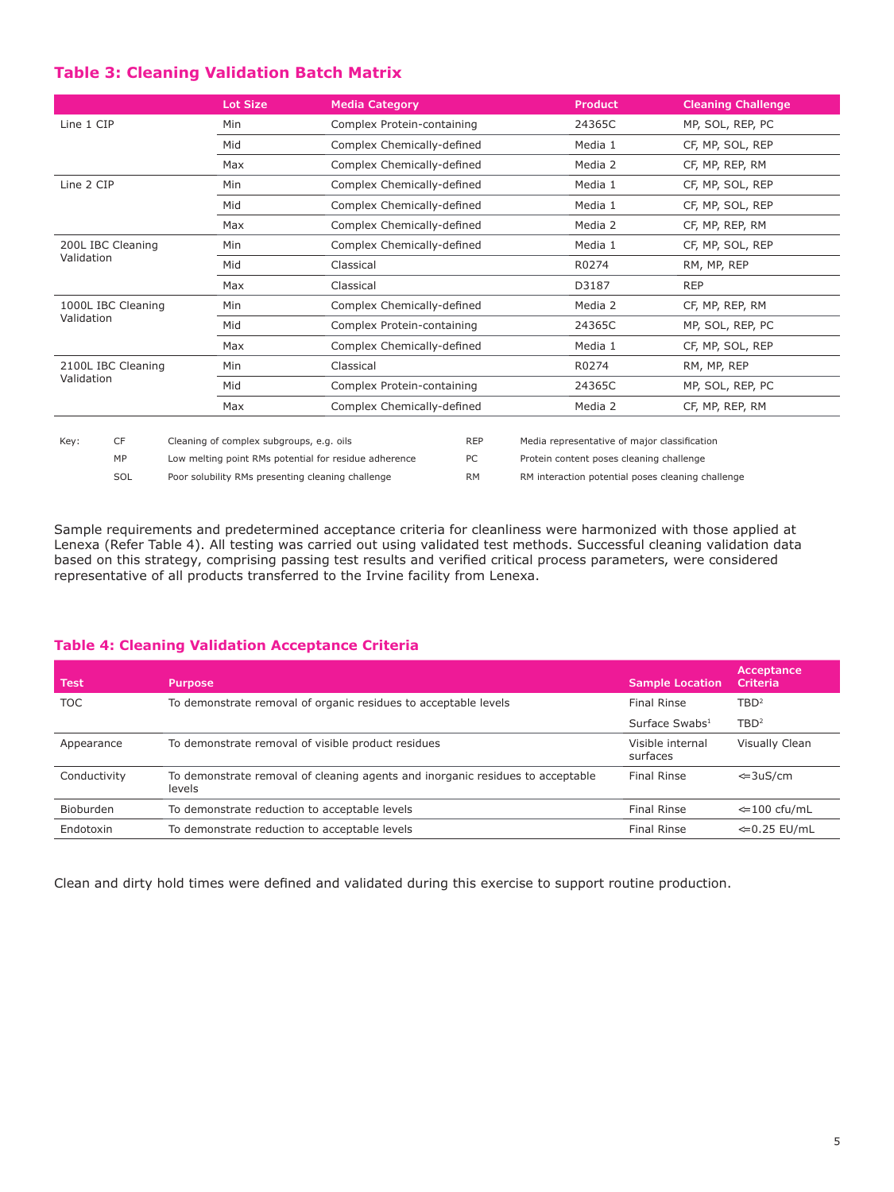### Table 3: Cleaning Validation Batch Matrix

| | Lot Size | Media Category | Product | Cleaning Challenge |
|---|---|---|---|---|
| Line 1 CIP | Min | Complex Protein-containing | 24365C | MP, SOL, REP, PC |
| | Mid | Complex Chemically-defined | Media 1 | CF, MP, SOL, REP |
| | Max | Complex Chemically-defined | Media 2 | CF, MP, REP, RM |
| Line 2 CIP | Min | Complex Chemically-defined | Media 1 | CF, MP, SOL, REP |
| | Mid | Complex Chemically-defined | Media 1 | CF, MP, SOL, REP |
| | Max | Complex Chemically-defined | Media 2 | CF, MP, REP, RM |
| 200L IBC Cleaning Validation | Min | Complex Chemically-defined | Media 1 | CF, MP, SOL, REP |
| | Mid | Classical | R0274 | RM, MP, REP |
| | Max | Classical | D3187 | REP |
| 1000L IBC Cleaning Validation | Min | Complex Chemically-defined | Media 2 | CF, MP, REP, RM |
| | Mid | Complex Protein-containing | 24365C | MP, SOL, REP, PC |
| | Max | Complex Chemically-defined | Media 1 | CF, MP, SOL, REP |
| 2100L IBC Cleaning Validation | Min | Classical | R0274 | RM, MP, REP |
| | Mid | Complex Protein-containing | 24365C | MP, SOL, REP, PC |
| | Max | Complex Chemically-defined | Media 2 | CF, MP, REP, RM |

Key:

| | | | |
|---|---|---|---|
| CF | Cleaning of complex subgroups, e.g. oils | REP | Media representative of major classification |
| MP | Low melting point RMs potential for residue adherence | PC | Protein content poses cleaning challenge |
| SOL | Poor solubility RMs presenting cleaning challenge | RM | RM interaction potential poses cleaning challenge |

Sample requirements and predetermined acceptance criteria for cleanliness were harmonized with those applied at Lenexa (Refer Table 4). All testing was carried out using validated test methods. Successful cleaning validation data based on this strategy, comprising passing test results and verified critical process parameters, were considered representative of all products transferred to the Irvine facility from Lenexa.

### Table 4: Cleaning Validation Acceptance Criteria

| Test | Purpose | Sample Location | Acceptance Criteria |
|---|---|---|---|
| TOC | To demonstrate removal of organic residues to acceptable levels | Final Rinse | TBD[2] |
| | | Surface Swabs[1] | TBD[2] |
| Appearance | To demonstrate removal of visible product residues | Visible internal surfaces | Visually Clean |
| Conductivity | To demonstrate removal of cleaning agents and inorganic residues to acceptable levels | Final Rinse | <=3uS/cm |
| Bioburden | To demonstrate reduction to acceptable levels | Final Rinse | <=100 cfu/mL |
| Endotoxin | To demonstrate reduction to acceptable levels | Final Rinse | <=0.25 EU/mL |

Clean and dirty hold times were defined and validated during this exercise to support routine production.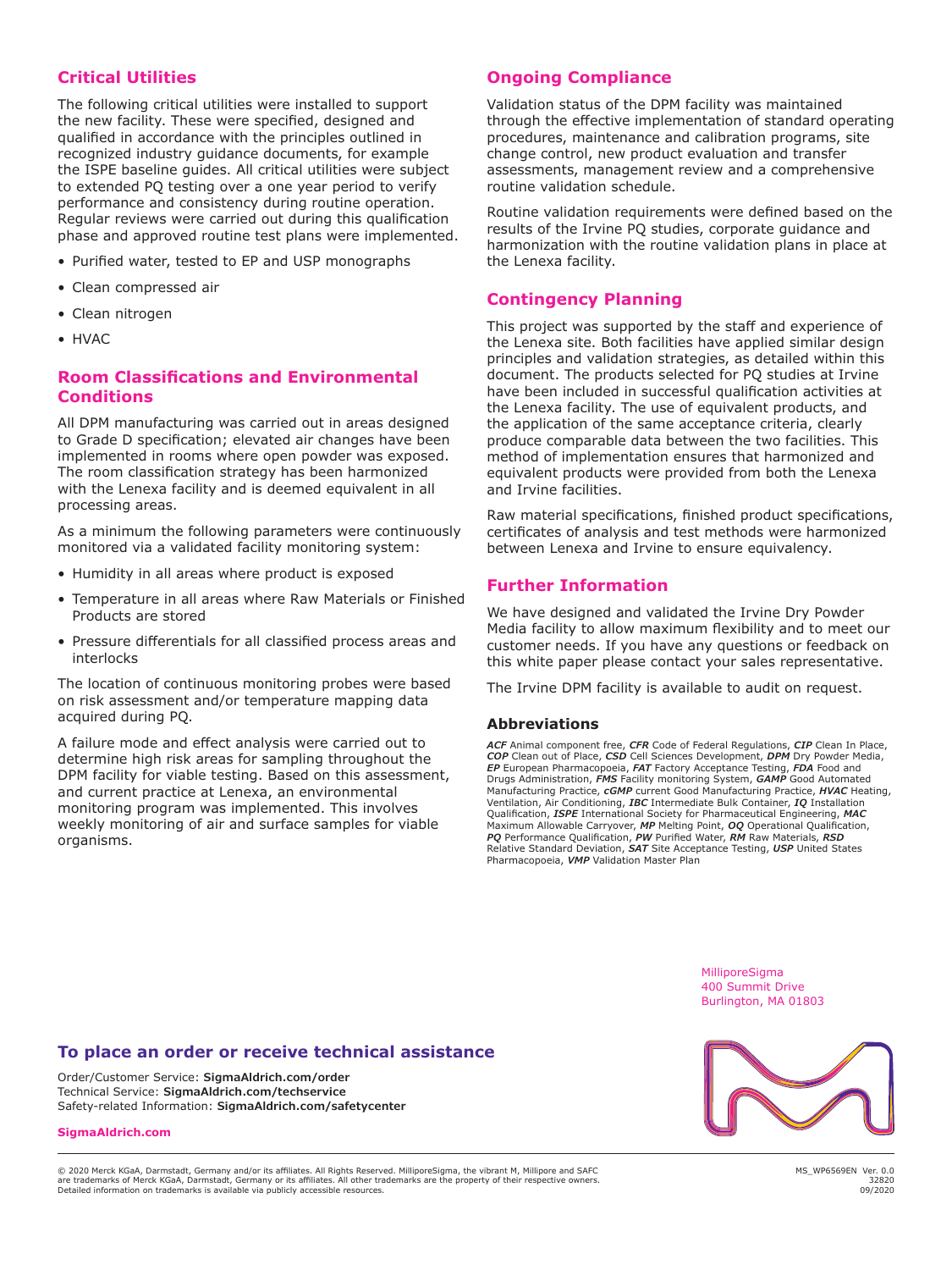## Critical Utilities

The following critical utilities were installed to support the new facility. These were specified, designed and qualified in accordance with the principles outlined in recognized industry guidance documents, for example the ISPE baseline guides. All critical utilities were subject to extended PQ testing over a one year period to verify performance and consistency during routine operation. Regular reviews were carried out during this qualification phase and approved routine test plans were implemented.

- Purified water, tested to EP and USP monographs
- Clean compressed air
- Clean nitrogen
- HVAC

## Room Classifications and Environmental Conditions

All DPM manufacturing was carried out in areas designed to Grade D specification; elevated air changes have been implemented in rooms where open powder was exposed. The room classification strategy has been harmonized with the Lenexa facility and is deemed equivalent in all processing areas.

As a minimum the following parameters were continuously monitored via a validated facility monitoring system:

- Humidity in all areas where product is exposed
- Temperature in all areas where Raw Materials or Finished Products are stored
- Pressure differentials for all classified process areas and interlocks

The location of continuous monitoring probes were based on risk assessment and/or temperature mapping data acquired during PQ.

A failure mode and effect analysis were carried out to determine high risk areas for sampling throughout the DPM facility for viable testing. Based on this assessment, and current practice at Lenexa, an environmental monitoring program was implemented. This involves weekly monitoring of air and surface samples for viable organisms.

## Ongoing Compliance

Validation status of the DPM facility was maintained through the effective implementation of standard operating procedures, maintenance and calibration programs, site change control, new product evaluation and transfer assessments, management review and a comprehensive routine validation schedule.

Routine validation requirements were defined based on the results of the Irvine PQ studies, corporate guidance and harmonization with the routine validation plans in place at the Lenexa facility.

## Contingency Planning

This project was supported by the staff and experience of the Lenexa site. Both facilities have applied similar design principles and validation strategies, as detailed within this document. The products selected for PQ studies at Irvine have been included in successful qualification activities at the Lenexa facility. The use of equivalent products, and the application of the same acceptance criteria, clearly produce comparable data between the two facilities. This method of implementation ensures that harmonized and equivalent products were provided from both the Lenexa and Irvine facilities.

Raw material specifications, finished product specifications, certificates of analysis and test methods were harmonized between Lenexa and Irvine to ensure equivalency.

## Further Information

We have designed and validated the Irvine Dry Powder Media facility to allow maximum flexibility and to meet our customer needs. If you have any questions or feedback on this white paper please contact your sales representative.

The Irvine DPM facility is available to audit on request.

### Abbreviations

***ACF*** Animal component free, ***CFR*** Code of Federal Regulations, ***CIP*** Clean In Place, ***COP*** Clean out of Place, ***CSD*** Cell Sciences Development, ***DPM*** Dry Powder Media, ***EP*** European Pharmacopoeia, ***FAT*** Factory Acceptance Testing, ***FDA*** Food and Drugs Administration, ***FMS*** Facility monitoring System, ***GAMP*** Good Automated Manufacturing Practice, ***cGMP*** current Good Manufacturing Practice, ***HVAC*** Heating, Ventilation, Air Conditioning, ***IBC*** Intermediate Bulk Container, ***IQ*** Installation Qualification, ***ISPE*** International Society for Pharmaceutical Engineering, ***MAC*** Maximum Allowable Carryover, ***MP*** Melting Point, ***OQ*** Operational Qualification, ***PQ*** Performance Qualification, ***PW*** Purified Water, ***RM*** Raw Materials, ***RSD*** Relative Standard Deviation, ***SAT*** Site Acceptance Testing, ***USP*** United States Pharmacopoeia, ***VMP*** Validation Master Plan

MilliporeSigma
400 Summit Drive
Burlington, MA 01803

## To place an order or receive technical assistance

Order/Customer Service: **SigmaAldrich.com/order**
Technical Service: **SigmaAldrich.com/techservice**
Safety-related Information: **SigmaAldrich.com/safetycenter**

**SigmaAldrich.com**

© 2020 Merck KGaA, Darmstadt, Germany and/or its affiliates. All Rights Reserved. MilliporeSigma, the vibrant M, Millipore and SAFC are trademarks of Merck KGaA, Darmstadt, Germany or its affiliates. All other trademarks are the property of their respective owners. Detailed information on trademarks is available via publicly accessible resources.

MS_WP6569EN Ver. 0.0
32820
09/2020